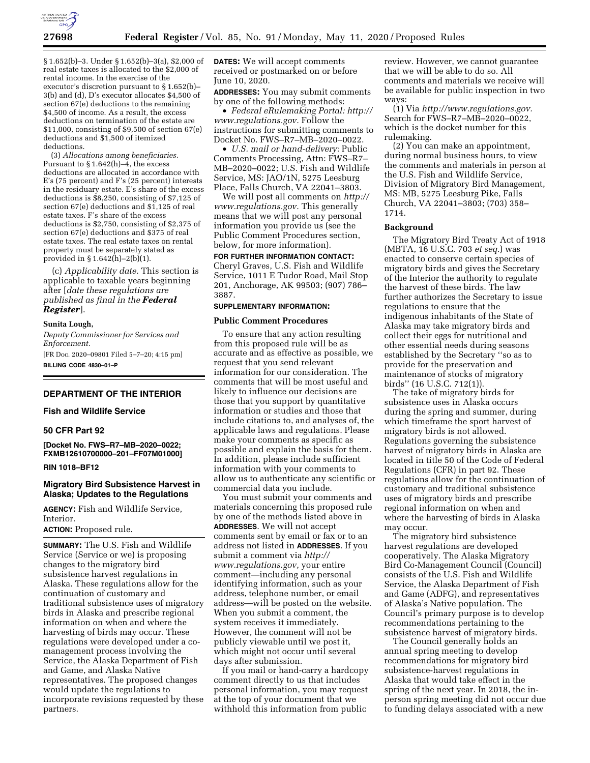§ 1.652(b)–3. Under § 1.652(b)–3(a), $2,000 of real estate taxes is allocated to the $2,000 of rental income. In the exercise of the executor's discretion pursuant to § 1.652(b)–3(b) and (d), D's executor allocates $4,500 of section 67(e) deductions to the remaining $4,500 of income. As a result, the excess deductions on termination of the estate are $11,000, consisting of $9,500 of section 67(e) deductions and $1,500 of itemized deductions.

(3) *Allocations among beneficiaries.* Pursuant to § 1.642(h)–4, the excess deductions are allocated in accordance with E's (75 percent) and F's (25 percent) interests in the residuary estate. E's share of the excess deductions is $8,250, consisting of $7,125 of section 67(e) deductions and $1,125 of real estate taxes. F's share of the excess deductions is $2,750, consisting of $2,375 of section 67(e) deductions and $375 of real estate taxes. The real estate taxes on rental property must be separately stated as provided in § 1.642(h)–2(b)(1).

(c) *Applicability date.* This section is applicable to taxable years beginning after [*date these regulations are published as final in the* ***Federal Register***].

**Sunita Lough,**

*Deputy Commissioner for Services and Enforcement.*

[FR Doc. 2020–09801 Filed 5–7–20; 4:15 pm]

**BILLING CODE 4830–01–P**

## DEPARTMENT OF THE INTERIOR

### Fish and Wildlife Service

### 50 CFR Part 92

**[Docket No. FWS–R7–MB–2020–0022; FXMB12610700000–201–FF07M01000]**

**RIN 1018–BF12**

## Migratory Bird Subsistence Harvest in Alaska; Updates to the Regulations

**AGENCY:** Fish and Wildlife Service, Interior.

**ACTION:** Proposed rule.

**SUMMARY:** The U.S. Fish and Wildlife Service (Service or we) is proposing changes to the migratory bird subsistence harvest regulations in Alaska. These regulations allow for the continuation of customary and traditional subsistence uses of migratory birds in Alaska and prescribe regional information on when and where the harvesting of birds may occur. These regulations were developed under a co-management process involving the Service, the Alaska Department of Fish and Game, and Alaska Native representatives. The proposed changes would update the regulations to incorporate revisions requested by these partners.

**DATES:** We will accept comments received or postmarked on or before June 10, 2020.

**ADDRESSES:** You may submit comments by one of the following methods:

- *Federal eRulemaking Portal: http://www.regulations.gov.* Follow the instructions for submitting comments to Docket No. FWS–R7–MB–2020–0022.
- *U.S. mail or hand-delivery:* Public Comments Processing, Attn: FWS–R7–MB–2020–0022; U.S. Fish and Wildlife Service, MS: JAO/1N, 5275 Leesburg Place, Falls Church, VA 22041–3803.

We will post all comments on *http://www.regulations.gov.* This generally means that we will post any personal information you provide us (see the Public Comment Procedures section, below, for more information).

**FOR FURTHER INFORMATION CONTACT:** Cheryl Graves, U.S. Fish and Wildlife Service, 1011 E Tudor Road, Mail Stop 201, Anchorage, AK 99503; (907) 786–3887.

**SUPPLEMENTARY INFORMATION:**

### Public Comment Procedures

To ensure that any action resulting from this proposed rule will be as accurate and as effective as possible, we request that you send relevant information for our consideration. The comments that will be most useful and likely to influence our decisions are those that you support by quantitative information or studies and those that include citations to, and analyses of, the applicable laws and regulations. Please make your comments as specific as possible and explain the basis for them. In addition, please include sufficient information with your comments to allow us to authenticate any scientific or commercial data you include.

You must submit your comments and materials concerning this proposed rule by one of the methods listed above in **ADDRESSES**. We will not accept comments sent by email or fax or to an address not listed in **ADDRESSES**. If you submit a comment via *http://www.regulations.gov,* your entire comment—including any personal identifying information, such as your address, telephone number, or email address—will be posted on the website. When you submit a comment, the system receives it immediately. However, the comment will not be publicly viewable until we post it, which might not occur until several days after submission.

If you mail or hand-carry a hardcopy comment directly to us that includes personal information, you may request at the top of your document that we withhold this information from public review. However, we cannot guarantee that we will be able to do so. All comments and materials we receive will be available for public inspection in two ways:

(1) Via *http://www.regulations.gov.* Search for FWS–R7–MB–2020–0022, which is the docket number for this rulemaking.

(2) You can make an appointment, during normal business hours, to view the comments and materials in person at the U.S. Fish and Wildlife Service, Division of Migratory Bird Management, MS: MB, 5275 Leesburg Pike, Falls Church, VA 22041–3803; (703) 358–1714.

### Background

The Migratory Bird Treaty Act of 1918 (MBTA, 16 U.S.C. 703 *et seq.*) was enacted to conserve certain species of migratory birds and gives the Secretary of the Interior the authority to regulate the harvest of these birds. The law further authorizes the Secretary to issue regulations to ensure that the indigenous inhabitants of the State of Alaska may take migratory birds and collect their eggs for nutritional and other essential needs during seasons established by the Secretary ''so as to provide for the preservation and maintenance of stocks of migratory birds'' (16 U.S.C. 712(1)).

The take of migratory birds for subsistence uses in Alaska occurs during the spring and summer, during which timeframe the sport harvest of migratory birds is not allowed. Regulations governing the subsistence harvest of migratory birds in Alaska are located in title 50 of the Code of Federal Regulations (CFR) in part 92. These regulations allow for the continuation of customary and traditional subsistence uses of migratory birds and prescribe regional information on when and where the harvesting of birds in Alaska may occur.

The migratory bird subsistence harvest regulations are developed cooperatively. The Alaska Migratory Bird Co-Management Council (Council) consists of the U.S. Fish and Wildlife Service, the Alaska Department of Fish and Game (ADFG), and representatives of Alaska's Native population. The Council's primary purpose is to develop recommendations pertaining to the subsistence harvest of migratory birds.

The Council generally holds an annual spring meeting to develop recommendations for migratory bird subsistence-harvest regulations in Alaska that would take effect in the spring of the next year. In 2018, the in-person spring meeting did not occur due to funding delays associated with a new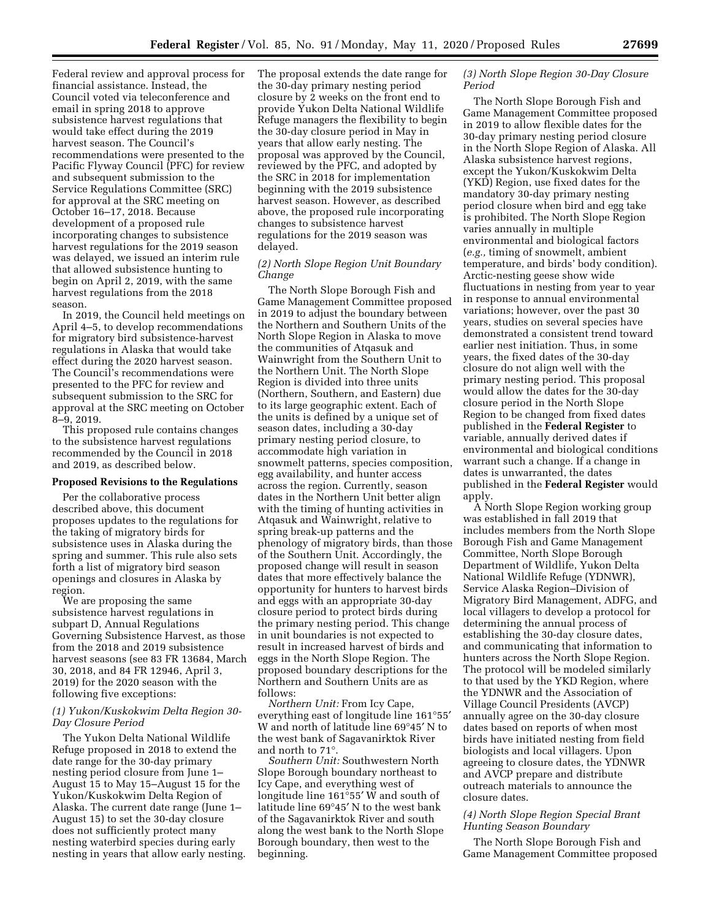Federal review and approval process for financial assistance. Instead, the Council voted via teleconference and email in spring 2018 to approve subsistence harvest regulations that would take effect during the 2019 harvest season. The Council's recommendations were presented to the Pacific Flyway Council (PFC) for review and subsequent submission to the Service Regulations Committee (SRC) for approval at the SRC meeting on October 16–17, 2018. Because development of a proposed rule incorporating changes to subsistence harvest regulations for the 2019 season was delayed, we issued an interim rule that allowed subsistence hunting to begin on April 2, 2019, with the same harvest regulations from the 2018 season.

In 2019, the Council held meetings on April 4–5, to develop recommendations for migratory bird subsistence-harvest regulations in Alaska that would take effect during the 2020 harvest season. The Council's recommendations were presented to the PFC for review and subsequent submission to the SRC for approval at the SRC meeting on October 8–9, 2019.

This proposed rule contains changes to the subsistence harvest regulations recommended by the Council in 2018 and 2019, as described below.

**Proposed Revisions to the Regulations**

Per the collaborative process described above, this document proposes updates to the regulations for the taking of migratory birds for subsistence uses in Alaska during the spring and summer. This rule also sets forth a list of migratory bird season openings and closures in Alaska by region.

We are proposing the same subsistence harvest regulations in subpart D, Annual Regulations Governing Subsistence Harvest, as those from the 2018 and 2019 subsistence harvest seasons (see 83 FR 13684, March 30, 2018, and 84 FR 12946, April 3, 2019) for the 2020 season with the following five exceptions:

*(1) Yukon/Kuskokwim Delta Region 30-Day Closure Period*

The Yukon Delta National Wildlife Refuge proposed in 2018 to extend the date range for the 30-day primary nesting period closure from June 1–August 15 to May 15–August 15 for the Yukon/Kuskokwim Delta Region of Alaska. The current date range (June 1–August 15) to set the 30-day closure does not sufficiently protect many nesting waterbird species during early nesting in years that allow early nesting. The proposal extends the date range for the 30-day primary nesting period closure by 2 weeks on the front end to provide Yukon Delta National Wildlife Refuge managers the flexibility to begin the 30-day closure period in May in years that allow early nesting. The proposal was approved by the Council, reviewed by the PFC, and adopted by the SRC in 2018 for implementation beginning with the 2019 subsistence harvest season. However, as described above, the proposed rule incorporating changes to subsistence harvest regulations for the 2019 season was delayed.

*(2) North Slope Region Unit Boundary Change*

The North Slope Borough Fish and Game Management Committee proposed in 2019 to adjust the boundary between the Northern and Southern Units of the North Slope Region in Alaska to move the communities of Atqasuk and Wainwright from the Southern Unit to the Northern Unit. The North Slope Region is divided into three units (Northern, Southern, and Eastern) due to its large geographic extent. Each of the units is defined by a unique set of season dates, including a 30-day primary nesting period closure, to accommodate high variation in snowmelt patterns, species composition, egg availability, and hunter access across the region. Currently, season dates in the Northern Unit better align with the timing of hunting activities in Atqasuk and Wainwright, relative to spring break-up patterns and the phenology of migratory birds, than those of the Southern Unit. Accordingly, the proposed change will result in season dates that more effectively balance the opportunity for hunters to harvest birds and eggs with an appropriate 30-day closure period to protect birds during the primary nesting period. This change in unit boundaries is not expected to result in increased harvest of birds and eggs in the North Slope Region. The proposed boundary descriptions for the Northern and Southern Units are as follows:

*Northern Unit:* From Icy Cape, everything east of longitude line 161°55′ W and north of latitude line 69°45′ N to the west bank of Sagavanirktok River and north to 71°.

*Southern Unit:* Southwestern North Slope Borough boundary northeast to Icy Cape, and everything west of longitude line 161°55′ W and south of latitude line 69°45′ N to the west bank of the Sagavanirktok River and south along the west bank to the North Slope Borough boundary, then west to the beginning.

*(3) North Slope Region 30-Day Closure Period*

The North Slope Borough Fish and Game Management Committee proposed in 2019 to allow flexible dates for the 30-day primary nesting period closure in the North Slope Region of Alaska. All Alaska subsistence harvest regions, except the Yukon/Kuskokwim Delta (YKD) Region, use fixed dates for the mandatory 30-day primary nesting period closure when bird and egg take is prohibited. The North Slope Region varies annually in multiple environmental and biological factors (*e.g.,* timing of snowmelt, ambient temperature, and birds' body condition). Arctic-nesting geese show wide fluctuations in nesting from year to year in response to annual environmental variations; however, over the past 30 years, studies on several species have demonstrated a consistent trend toward earlier nest initiation. Thus, in some years, the fixed dates of the 30-day closure do not align well with the primary nesting period. This proposal would allow the dates for the 30-day closure period in the North Slope Region to be changed from fixed dates published in the **Federal Register** to variable, annually derived dates if environmental and biological conditions warrant such a change. If a change in dates is unwarranted, the dates published in the **Federal Register** would apply.

A North Slope Region working group was established in fall 2019 that includes members from the North Slope Borough Fish and Game Management Committee, North Slope Borough Department of Wildlife, Yukon Delta National Wildlife Refuge (YDNWR), Service Alaska Region–Division of Migratory Bird Management, ADFG, and local villagers to develop a protocol for determining the annual process of establishing the 30-day closure dates, and communicating that information to hunters across the North Slope Region. The protocol will be modeled similarly to that used by the YKD Region, where the YDNWR and the Association of Village Council Presidents (AVCP) annually agree on the 30-day closure dates based on reports of when most birds have initiated nesting from field biologists and local villagers. Upon agreeing to closure dates, the YDNWR and AVCP prepare and distribute outreach materials to announce the closure dates.

*(4) North Slope Region Special Brant Hunting Season Boundary*

The North Slope Borough Fish and Game Management Committee proposed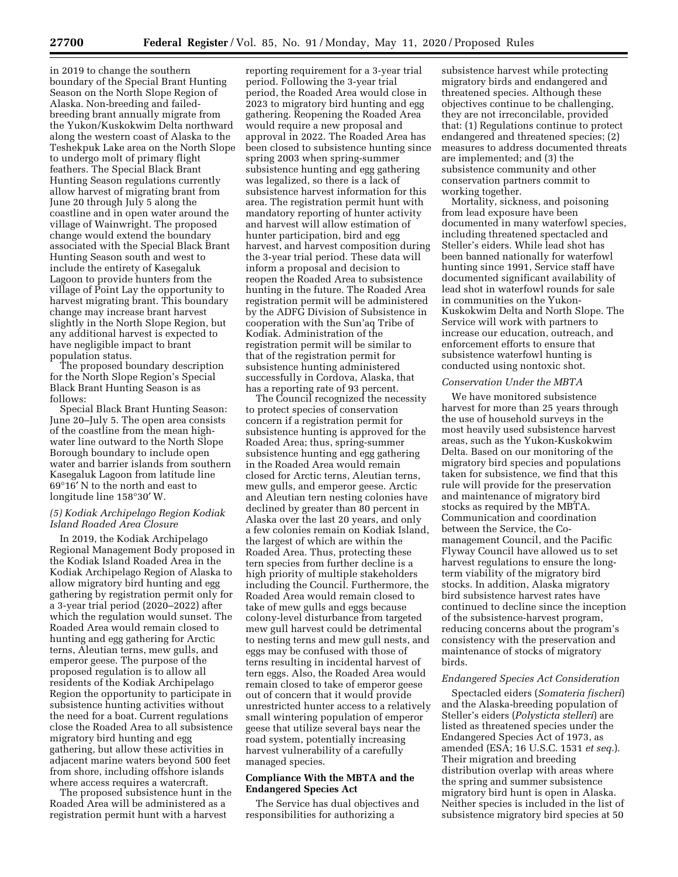in 2019 to change the southern boundary of the Special Brant Hunting Season on the North Slope Region of Alaska. Non-breeding and failed-breeding brant annually migrate from the Yukon/Kuskokwim Delta northward along the western coast of Alaska to the Teshekpuk Lake area on the North Slope to undergo molt of primary flight feathers. The Special Black Brant Hunting Season regulations currently allow harvest of migrating brant from June 20 through July 5 along the coastline and in open water around the village of Wainwright. The proposed change would extend the boundary associated with the Special Black Brant Hunting Season south and west to include the entirety of Kasegaluk Lagoon to provide hunters from the village of Point Lay the opportunity to harvest migrating brant. This boundary change may increase brant harvest slightly in the North Slope Region, but any additional harvest is expected to have negligible impact to brant population status.

The proposed boundary description for the North Slope Region's Special Black Brant Hunting Season is as follows:

Special Black Brant Hunting Season: June 20–July 5. The open area consists of the coastline from the mean high-water line outward to the North Slope Borough boundary to include open water and barrier islands from southern Kasegaluk Lagoon from latitude line 69°16′ N to the north and east to longitude line 158°30′ W.

*(5) Kodiak Archipelago Region Kodiak Island Roaded Area Closure*

In 2019, the Kodiak Archipelago Regional Management Body proposed in the Kodiak Island Roaded Area in the Kodiak Archipelago Region of Alaska to allow migratory bird hunting and egg gathering by registration permit only for a 3-year trial period (2020–2022) after which the regulation would sunset. The Roaded Area would remain closed to hunting and egg gathering for Arctic terns, Aleutian terns, mew gulls, and emperor geese. The purpose of the proposed regulation is to allow all residents of the Kodiak Archipelago Region the opportunity to participate in subsistence hunting activities without the need for a boat. Current regulations close the Roaded Area to all subsistence migratory bird hunting and egg gathering, but allow these activities in adjacent marine waters beyond 500 feet from shore, including offshore islands where access requires a watercraft.

The proposed subsistence hunt in the Roaded Area will be administered as a registration permit hunt with a harvest reporting requirement for a 3-year trial period. Following the 3-year trial period, the Roaded Area would close in 2023 to migratory bird hunting and egg gathering. Reopening the Roaded Area would require a new proposal and approval in 2022. The Roaded Area has been closed to subsistence hunting since spring 2003 when spring-summer subsistence hunting and egg gathering was legalized, so there is a lack of subsistence harvest information for this area. The registration permit hunt with mandatory reporting of hunter activity and harvest will allow estimation of hunter participation, bird and egg harvest, and harvest composition during the 3-year trial period. These data will inform a proposal and decision to reopen the Roaded Area to subsistence hunting in the future. The Roaded Area registration permit will be administered by the ADFG Division of Subsistence in cooperation with the Sun'aq Tribe of Kodiak. Administration of the registration permit will be similar to that of the registration permit for subsistence hunting administered successfully in Cordova, Alaska, that has a reporting rate of 93 percent.

The Council recognized the necessity to protect species of conservation concern if a registration permit for subsistence hunting is approved for the Roaded Area; thus, spring-summer subsistence hunting and egg gathering in the Roaded Area would remain closed for Arctic terns, Aleutian terns, mew gulls, and emperor geese. Arctic and Aleutian tern nesting colonies have declined by greater than 80 percent in Alaska over the last 20 years, and only a few colonies remain on Kodiak Island, the largest of which are within the Roaded Area. Thus, protecting these tern species from further decline is a high priority of multiple stakeholders including the Council. Furthermore, the Roaded Area would remain closed to take of mew gulls and eggs because colony-level disturbance from targeted mew gull harvest could be detrimental to nesting terns and mew gull nests, and eggs may be confused with those of terns resulting in incidental harvest of tern eggs. Also, the Roaded Area would remain closed to take of emperor geese out of concern that it would provide unrestricted hunter access to a relatively small wintering population of emperor geese that utilize several bays near the road system, potentially increasing harvest vulnerability of a carefully managed species.

## Compliance With the MBTA and the Endangered Species Act

The Service has dual objectives and responsibilities for authorizing a subsistence harvest while protecting migratory birds and endangered and threatened species. Although these objectives continue to be challenging, they are not irreconcilable, provided that: (1) Regulations continue to protect endangered and threatened species; (2) measures to address documented threats are implemented; and (3) the subsistence community and other conservation partners commit to working together.

Mortality, sickness, and poisoning from lead exposure have been documented in many waterfowl species, including threatened spectacled and Steller's eiders. While lead shot has been banned nationally for waterfowl hunting since 1991, Service staff have documented significant availability of lead shot in waterfowl rounds for sale in communities on the Yukon-Kuskokwim Delta and North Slope. The Service will work with partners to increase our education, outreach, and enforcement efforts to ensure that subsistence waterfowl hunting is conducted using nontoxic shot.

*Conservation Under the MBTA*

We have monitored subsistence harvest for more than 25 years through the use of household surveys in the most heavily used subsistence harvest areas, such as the Yukon-Kuskokwim Delta. Based on our monitoring of the migratory bird species and populations taken for subsistence, we find that this rule will provide for the preservation and maintenance of migratory bird stocks as required by the MBTA. Communication and coordination between the Service, the Co-management Council, and the Pacific Flyway Council have allowed us to set harvest regulations to ensure the long-term viability of the migratory bird stocks. In addition, Alaska migratory bird subsistence harvest rates have continued to decline since the inception of the subsistence-harvest program, reducing concerns about the program's consistency with the preservation and maintenance of stocks of migratory birds.

*Endangered Species Act Consideration*

Spectacled eiders (*Somateria fischeri*) and the Alaska-breeding population of Steller's eiders (*Polysticta stelleri*) are listed as threatened species under the Endangered Species Act of 1973, as amended (ESA; 16 U.S.C. 1531 *et seq.*). Their migration and breeding distribution overlap with areas where the spring and summer subsistence migratory bird hunt is open in Alaska. Neither species is included in the list of subsistence migratory bird species at 50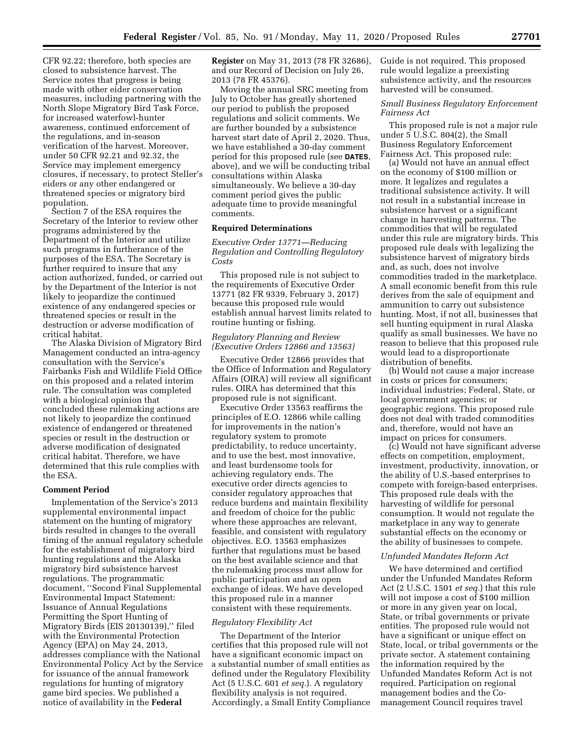CFR 92.22; therefore, both species are closed to subsistence harvest. The Service notes that progress is being made with other eider conservation measures, including partnering with the North Slope Migratory Bird Task Force, for increased waterfowl-hunter awareness, continued enforcement of the regulations, and in-season verification of the harvest. Moreover, under 50 CFR 92.21 and 92.32, the Service may implement emergency closures, if necessary, to protect Steller's eiders or any other endangered or threatened species or migratory bird population.

Section 7 of the ESA requires the Secretary of the Interior to review other programs administered by the Department of the Interior and utilize such programs in furtherance of the purposes of the ESA. The Secretary is further required to insure that any action authorized, funded, or carried out by the Department of the Interior is not likely to jeopardize the continued existence of any endangered species or threatened species or result in the destruction or adverse modification of critical habitat.

The Alaska Division of Migratory Bird Management conducted an intra-agency consultation with the Service's Fairbanks Fish and Wildlife Field Office on this proposed and a related interim rule. The consultation was completed with a biological opinion that concluded these rulemaking actions are not likely to jeopardize the continued existence of endangered or threatened species or result in the destruction or adverse modification of designated critical habitat. Therefore, we have determined that this rule complies with the ESA.

## Comment Period

Implementation of the Service's 2013 supplemental environmental impact statement on the hunting of migratory birds resulted in changes to the overall timing of the annual regulatory schedule for the establishment of migratory bird hunting regulations and the Alaska migratory bird subsistence harvest regulations. The programmatic document, "Second Final Supplemental Environmental Impact Statement: Issuance of Annual Regulations Permitting the Sport Hunting of Migratory Birds (EIS 20130139)," filed with the Environmental Protection Agency (EPA) on May 24, 2013, addresses compliance with the National Environmental Policy Act by the Service for issuance of the annual framework regulations for hunting of migratory game bird species. We published a notice of availability in the **Federal Register** on May 31, 2013 (78 FR 32686), and our Record of Decision on July 26, 2013 (78 FR 45376).

Moving the annual SRC meeting from July to October has greatly shortened our period to publish the proposed regulations and solicit comments. We are further bounded by a subsistence harvest start date of April 2, 2020. Thus, we have established a 30-day comment period for this proposed rule (see **DATES**, above), and we will be conducting tribal consultations within Alaska simultaneously. We believe a 30-day comment period gives the public adequate time to provide meaningful comments.

## Required Determinations

### *Executive Order 13771—Reducing Regulation and Controlling Regulatory Costs*

This proposed rule is not subject to the requirements of Executive Order 13771 (82 FR 9339, February 3, 2017) because this proposed rule would establish annual harvest limits related to routine hunting or fishing.

### *Regulatory Planning and Review (Executive Orders 12866 and 13563)*

Executive Order 12866 provides that the Office of Information and Regulatory Affairs (OIRA) will review all significant rules. OIRA has determined that this proposed rule is not significant.

Executive Order 13563 reaffirms the principles of E.O. 12866 while calling for improvements in the nation's regulatory system to promote predictability, to reduce uncertainty, and to use the best, most innovative, and least burdensome tools for achieving regulatory ends. The executive order directs agencies to consider regulatory approaches that reduce burdens and maintain flexibility and freedom of choice for the public where these approaches are relevant, feasible, and consistent with regulatory objectives. E.O. 13563 emphasizes further that regulations must be based on the best available science and that the rulemaking process must allow for public participation and an open exchange of ideas. We have developed this proposed rule in a manner consistent with these requirements.

### *Regulatory Flexibility Act*

The Department of the Interior certifies that this proposed rule will not have a significant economic impact on a substantial number of small entities as defined under the Regulatory Flexibility Act (5 U.S.C. 601 *et seq.*). A regulatory flexibility analysis is not required. Accordingly, a Small Entity Compliance Guide is not required. This proposed rule would legalize a preexisting subsistence activity, and the resources harvested will be consumed.

### *Small Business Regulatory Enforcement Fairness Act*

This proposed rule is not a major rule under 5 U.S.C. 804(2), the Small Business Regulatory Enforcement Fairness Act. This proposed rule:

(a) Would not have an annual effect on the economy of $100 million or more. It legalizes and regulates a traditional subsistence activity. It will not result in a substantial increase in subsistence harvest or a significant change in harvesting patterns. The commodities that will be regulated under this rule are migratory birds. This proposed rule deals with legalizing the subsistence harvest of migratory birds and, as such, does not involve commodities traded in the marketplace. A small economic benefit from this rule derives from the sale of equipment and ammunition to carry out subsistence hunting. Most, if not all, businesses that sell hunting equipment in rural Alaska qualify as small businesses. We have no reason to believe that this proposed rule would lead to a disproportionate distribution of benefits.

(b) Would not cause a major increase in costs or prices for consumers; individual industries; Federal, State, or local government agencies; or geographic regions. This proposed rule does not deal with traded commodities and, therefore, would not have an impact on prices for consumers.

(c) Would not have significant adverse effects on competition, employment, investment, productivity, innovation, or the ability of U.S.-based enterprises to compete with foreign-based enterprises. This proposed rule deals with the harvesting of wildlife for personal consumption. It would not regulate the marketplace in any way to generate substantial effects on the economy or the ability of businesses to compete.

### *Unfunded Mandates Reform Act*

We have determined and certified under the Unfunded Mandates Reform Act (2 U.S.C. 1501 *et seq.*) that this rule will not impose a cost of $100 million or more in any given year on local, State, or tribal governments or private entities. The proposed rule would not have a significant or unique effect on State, local, or tribal governments or the private sector. A statement containing the information required by the Unfunded Mandates Reform Act is not required. Participation on regional management bodies and the Co-management Council requires travel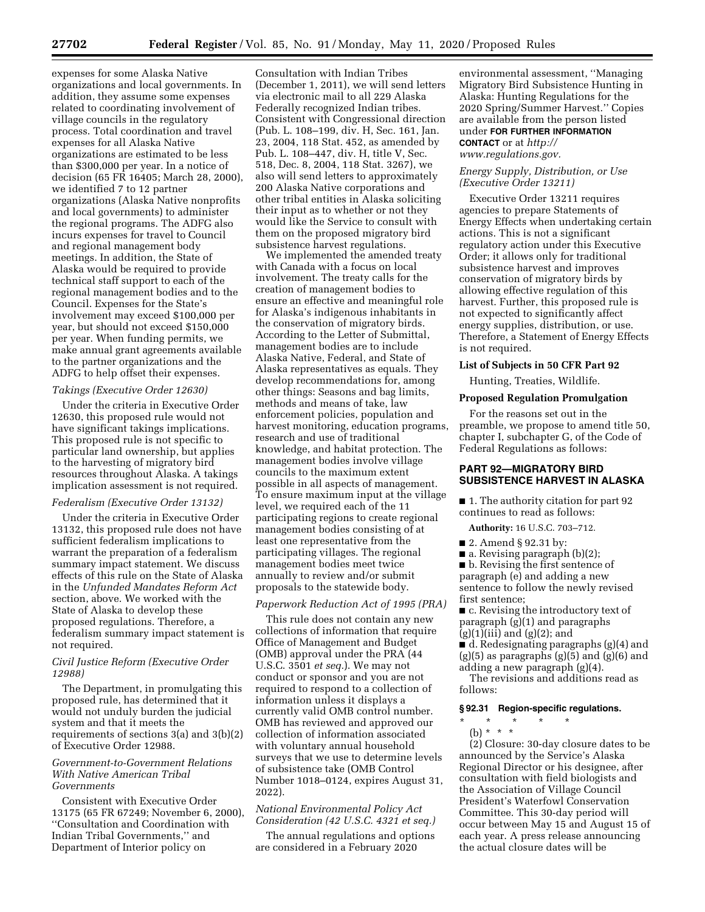expenses for some Alaska Native organizations and local governments. In addition, they assume some expenses related to coordinating involvement of village councils in the regulatory process. Total coordination and travel expenses for all Alaska Native organizations are estimated to be less than $300,000 per year. In a notice of decision (65 FR 16405; March 28, 2000), we identified 7 to 12 partner organizations (Alaska Native nonprofits and local governments) to administer the regional programs. The ADFG also incurs expenses for travel to Council and regional management body meetings. In addition, the State of Alaska would be required to provide technical staff support to each of the regional management bodies and to the Council. Expenses for the State's involvement may exceed $100,000 per year, but should not exceed $150,000 per year. When funding permits, we make annual grant agreements available to the partner organizations and the ADFG to help offset their expenses.

*Takings (Executive Order 12630)*

Under the criteria in Executive Order 12630, this proposed rule would not have significant takings implications. This proposed rule is not specific to particular land ownership, but applies to the harvesting of migratory bird resources throughout Alaska. A takings implication assessment is not required.

*Federalism (Executive Order 13132)*

Under the criteria in Executive Order 13132, this proposed rule does not have sufficient federalism implications to warrant the preparation of a federalism summary impact statement. We discuss effects of this rule on the State of Alaska in the *Unfunded Mandates Reform Act* section, above. We worked with the State of Alaska to develop these proposed regulations. Therefore, a federalism summary impact statement is not required.

*Civil Justice Reform (Executive Order 12988)*

The Department, in promulgating this proposed rule, has determined that it would not unduly burden the judicial system and that it meets the requirements of sections 3(a) and 3(b)(2) of Executive Order 12988.

*Government-to-Government Relations With Native American Tribal Governments*

Consistent with Executive Order 13175 (65 FR 67249; November 6, 2000), ''Consultation and Coordination with Indian Tribal Governments,'' and Department of Interior policy on Consultation with Indian Tribes (December 1, 2011), we will send letters via electronic mail to all 229 Alaska Federally recognized Indian tribes. Consistent with Congressional direction (Pub. L. 108–199, div. H, Sec. 161, Jan. 23, 2004, 118 Stat. 452, as amended by Pub. L. 108–447, div. H, title V, Sec. 518, Dec. 8, 2004, 118 Stat. 3267), we also will send letters to approximately 200 Alaska Native corporations and other tribal entities in Alaska soliciting their input as to whether or not they would like the Service to consult with them on the proposed migratory bird subsistence harvest regulations.

We implemented the amended treaty with Canada with a focus on local involvement. The treaty calls for the creation of management bodies to ensure an effective and meaningful role for Alaska's indigenous inhabitants in the conservation of migratory birds. According to the Letter of Submittal, management bodies are to include Alaska Native, Federal, and State of Alaska representatives as equals. They develop recommendations for, among other things: Seasons and bag limits, methods and means of take, law enforcement policies, population and harvest monitoring, education programs, research and use of traditional knowledge, and habitat protection. The management bodies involve village councils to the maximum extent possible in all aspects of management. To ensure maximum input at the village level, we required each of the 11 participating regions to create regional management bodies consisting of at least one representative from the participating villages. The regional management bodies meet twice annually to review and/or submit proposals to the statewide body.

*Paperwork Reduction Act of 1995 (PRA)*

This rule does not contain any new collections of information that require Office of Management and Budget (OMB) approval under the PRA (44 U.S.C. 3501 *et seq.*). We may not conduct or sponsor and you are not required to respond to a collection of information unless it displays a currently valid OMB control number. OMB has reviewed and approved our collection of information associated with voluntary annual household surveys that we use to determine levels of subsistence take (OMB Control Number 1018–0124, expires August 31, 2022).

*National Environmental Policy Act Consideration (42 U.S.C. 4321 et seq.)*

The annual regulations and options are considered in a February 2020 environmental assessment, ''Managing Migratory Bird Subsistence Hunting in Alaska: Hunting Regulations for the 2020 Spring/Summer Harvest.'' Copies are available from the person listed under **FOR FURTHER INFORMATION CONTACT** or at *http://www.regulations.gov.*

*Energy Supply, Distribution, or Use (Executive Order 13211)*

Executive Order 13211 requires agencies to prepare Statements of Energy Effects when undertaking certain actions. This is not a significant regulatory action under this Executive Order; it allows only for traditional subsistence harvest and improves conservation of migratory birds by allowing effective regulation of this harvest. Further, this proposed rule is not expected to significantly affect energy supplies, distribution, or use. Therefore, a Statement of Energy Effects is not required.

**List of Subjects in 50 CFR Part 92**

Hunting, Treaties, Wildlife.

**Proposed Regulation Promulgation**

For the reasons set out in the preamble, we propose to amend title 50, chapter I, subchapter G, of the Code of Federal Regulations as follows:

## PART 92—MIGRATORY BIRD SUBSISTENCE HARVEST IN ALASKA

■ 1. The authority citation for part 92 continues to read as follows:

**Authority:** 16 U.S.C. 703–712.

■ 2. Amend § 92.31 by:

■ a. Revising paragraph (b)(2);

■ b. Revising the first sentence of paragraph (e) and adding a new sentence to follow the newly revised first sentence;

■ c. Revising the introductory text of paragraph (g)(1) and paragraphs (g)(1)(iii) and (g)(2); and

■ d. Redesignating paragraphs (g)(4) and (g)(5) as paragraphs (g)(5) and (g)(6) and adding a new paragraph (g)(4).

The revisions and additions read as follows:

**§ 92.31 Region-specific regulations.**

\* \* \* \* \*

(b) \* \* \*

(2) Closure: 30-day closure dates to be announced by the Service's Alaska Regional Director or his designee, after consultation with field biologists and the Association of Village Council President's Waterfowl Conservation Committee. This 30-day period will occur between May 15 and August 15 of each year. A press release announcing the actual closure dates will be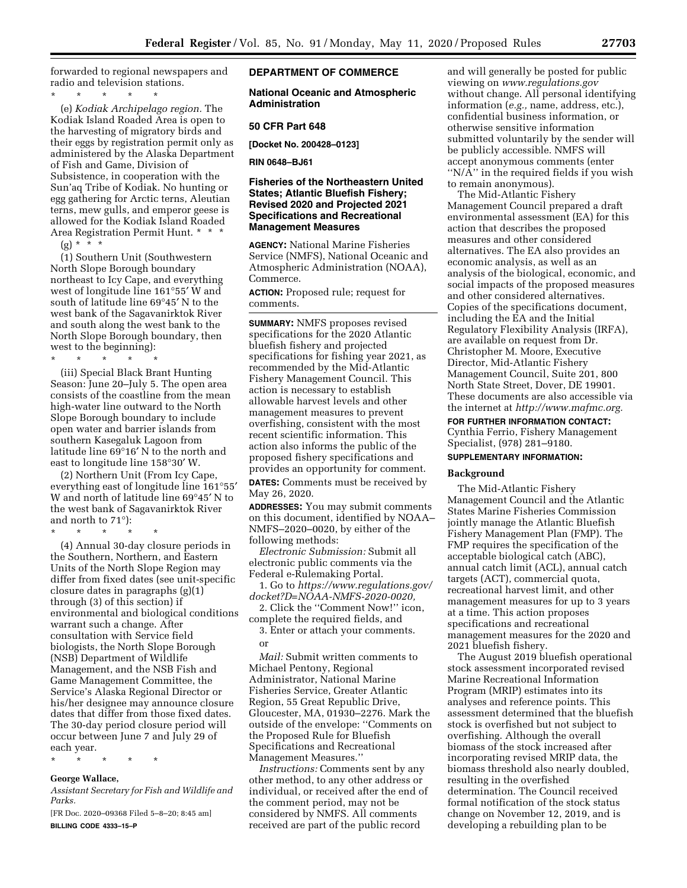forwarded to regional newspapers and radio and television stations.

\* \* \* \* \*

(e) *Kodiak Archipelago region.* The Kodiak Island Roaded Area is open to the harvesting of migratory birds and their eggs by registration permit only as administered by the Alaska Department of Fish and Game, Division of Subsistence, in cooperation with the Sun'aq Tribe of Kodiak. No hunting or egg gathering for Arctic terns, Aleutian terns, mew gulls, and emperor geese is allowed for the Kodiak Island Roaded Area Registration Permit Hunt. \* \* \*

(g) \* \* \*

(1) Southern Unit (Southwestern North Slope Borough boundary northeast to Icy Cape, and everything west of longitude line 161°55′ W and south of latitude line 69°45′ N to the west bank of the Sagavanirktok River and south along the west bank to the North Slope Borough boundary, then west to the beginning):

\* \* \* \* \*

(iii) Special Black Brant Hunting Season: June 20–July 5. The open area consists of the coastline from the mean high-water line outward to the North Slope Borough boundary to include open water and barrier islands from southern Kasegaluk Lagoon from latitude line 69°16′ N to the north and east to longitude line 158°30′ W.

(2) Northern Unit (From Icy Cape, everything east of longitude line 161°55′ W and north of latitude line 69°45′ N to the west bank of Sagavanirktok River and north to 71°):

\* \* \* \* \*

(4) Annual 30-day closure periods in the Southern, Northern, and Eastern Units of the North Slope Region may differ from fixed dates (see unit-specific closure dates in paragraphs (g)(1) through (3) of this section) if environmental and biological conditions warrant such a change. After consultation with Service field biologists, the North Slope Borough (NSB) Department of Wildlife Management, and the NSB Fish and Game Management Committee, the Service's Alaska Regional Director or his/her designee may announce closure dates that differ from those fixed dates. The 30-day period closure period will occur between June 7 and July 29 of each year.

\* \* \* \* \*

**George Wallace,**

*Assistant Secretary for Fish and Wildlife and Parks.*

[FR Doc. 2020–09368 Filed 5–8–20; 8:45 am]

**BILLING CODE 4333–15–P**

## DEPARTMENT OF COMMERCE

### National Oceanic and Atmospheric Administration

### 50 CFR Part 648

**[Docket No. 200428–0123]**

**RIN 0648–BJ61**

### Fisheries of the Northeastern United States; Atlantic Bluefish Fishery; Revised 2020 and Projected 2021 Specifications and Recreational Management Measures

**AGENCY:** National Marine Fisheries Service (NMFS), National Oceanic and Atmospheric Administration (NOAA), Commerce.

**ACTION:** Proposed rule; request for comments.

**SUMMARY:** NMFS proposes revised specifications for the 2020 Atlantic bluefish fishery and projected specifications for fishing year 2021, as recommended by the Mid-Atlantic Fishery Management Council. This action is necessary to establish allowable harvest levels and other management measures to prevent overfishing, consistent with the most recent scientific information. This action also informs the public of the proposed fishery specifications and provides an opportunity for comment.

**DATES:** Comments must be received by May 26, 2020.

**ADDRESSES:** You may submit comments on this document, identified by NOAA–NMFS–2020–0020, by either of the following methods:

*Electronic Submission:* Submit all electronic public comments via the Federal e-Rulemaking Portal.

1. Go to *https://www.regulations.gov/docket?D=NOAA-NMFS-2020-0020,*

2. Click the "Comment Now!" icon, complete the required fields, and

3. Enter or attach your comments.

or

*Mail:* Submit written comments to Michael Pentony, Regional Administrator, National Marine Fisheries Service, Greater Atlantic Region, 55 Great Republic Drive, Gloucester, MA, 01930–2276. Mark the outside of the envelope: "Comments on the Proposed Rule for Bluefish Specifications and Recreational Management Measures."

*Instructions:* Comments sent by any other method, to any other address or individual, or received after the end of the comment period, may not be considered by NMFS. All comments received are part of the public record and will generally be posted for public viewing on *www.regulations.gov* without change. All personal identifying information (*e.g.,* name, address, etc.), confidential business information, or otherwise sensitive information submitted voluntarily by the sender will be publicly accessible. NMFS will accept anonymous comments (enter "N/A" in the required fields if you wish to remain anonymous).

The Mid-Atlantic Fishery Management Council prepared a draft environmental assessment (EA) for this action that describes the proposed measures and other considered alternatives. The EA also provides an economic analysis, as well as an analysis of the biological, economic, and social impacts of the proposed measures and other considered alternatives. Copies of the specifications document, including the EA and the Initial Regulatory Flexibility Analysis (IRFA), are available on request from Dr. Christopher M. Moore, Executive Director, Mid-Atlantic Fishery Management Council, Suite 201, 800 North State Street, Dover, DE 19901. These documents are also accessible via the internet at *http://www.mafmc.org.*

**FOR FURTHER INFORMATION CONTACT:** Cynthia Ferrio, Fishery Management Specialist, (978) 281–9180.

**SUPPLEMENTARY INFORMATION:**

#### Background

The Mid-Atlantic Fishery Management Council and the Atlantic States Marine Fisheries Commission jointly manage the Atlantic Bluefish Fishery Management Plan (FMP). The FMP requires the specification of the acceptable biological catch (ABC), annual catch limit (ACL), annual catch targets (ACT), commercial quota, recreational harvest limit, and other management measures for up to 3 years at a time. This action proposes specifications and recreational management measures for the 2020 and 2021 bluefish fishery.

The August 2019 bluefish operational stock assessment incorporated revised Marine Recreational Information Program (MRIP) estimates into its analyses and reference points. This assessment determined that the bluefish stock is overfished but not subject to overfishing. Although the overall biomass of the stock increased after incorporating revised MRIP data, the biomass threshold also nearly doubled, resulting in the overfished determination. The Council received formal notification of the stock status change on November 12, 2019, and is developing a rebuilding plan to be